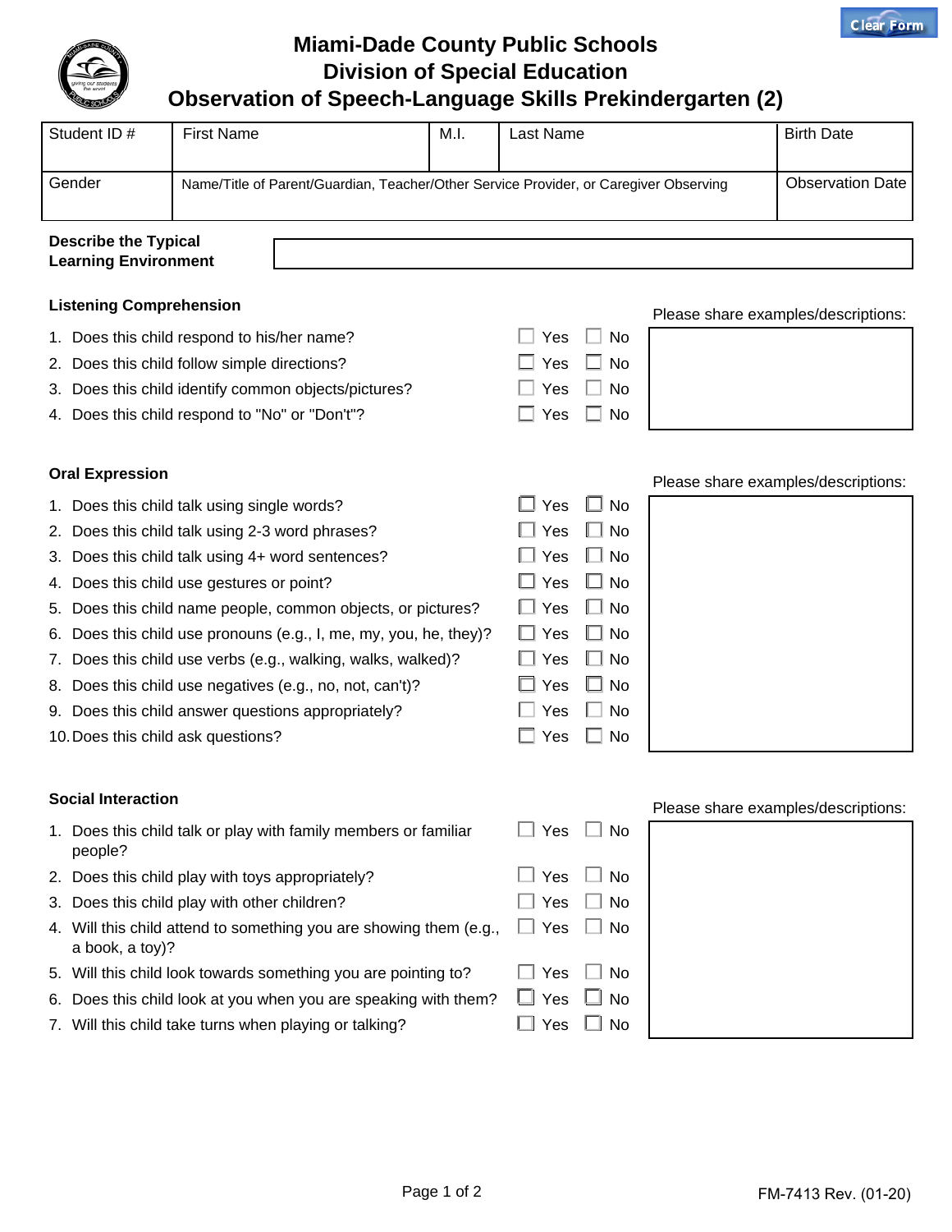# Miami-Dade County Public Schools
## Division of Special Education
## Observation of Speech-Language Skills Prekindergarten (2)

| Student ID # | First Name | M.I. | Last Name | Birth Date |
|---|---|---|---|---|
| Gender | Name/Title of Parent/Guardian, Teacher/Other Service Provider, or Caregiver Observing | | | Observation Date |

**Describe the Typical Learning Environment**

### Listening Comprehension

Please share examples/descriptions:

1. Does this child respond to his/her name? ☐ Yes ☐ No
2. Does this child follow simple directions? ☐ Yes ☐ No
3. Does this child identify common objects/pictures? ☐ Yes ☐ No
4. Does this child respond to "No" or "Don't"? ☐ Yes ☐ No

### Oral Expression

Please share examples/descriptions:

1. Does this child talk using single words? ☐ Yes ☐ No
2. Does this child talk using 2-3 word phrases? ☐ Yes ☐ No
3. Does this child talk using 4+ word sentences? ☐ Yes ☐ No
4. Does this child use gestures or point? ☐ Yes ☐ No
5. Does this child name people, common objects, or pictures? ☐ Yes ☐ No
6. Does this child use pronouns (e.g., I, me, my, you, he, they)? ☐ Yes ☐ No
7. Does this child use verbs (e.g., walking, walks, walked)? ☐ Yes ☐ No
8. Does this child use negatives (e.g., no, not, can't)? ☐ Yes ☐ No
9. Does this child answer questions appropriately? ☐ Yes ☐ No
10. Does this child ask questions? ☐ Yes ☐ No

### Social Interaction

Please share examples/descriptions:

1. Does this child talk or play with family members or familiar people? ☐ Yes ☐ No
2. Does this child play with toys appropriately? ☐ Yes ☐ No
3. Does this child play with other children? ☐ Yes ☐ No
4. Will this child attend to something you are showing them (e.g., a book, a toy)? ☐ Yes ☐ No
5. Will this child look towards something you are pointing to? ☐ Yes ☐ No
6. Does this child look at you when you are speaking with them? ☐ Yes ☐ No
7. Will this child take turns when playing or talking? ☐ Yes ☐ No

FM-7413 Rev. (01-20)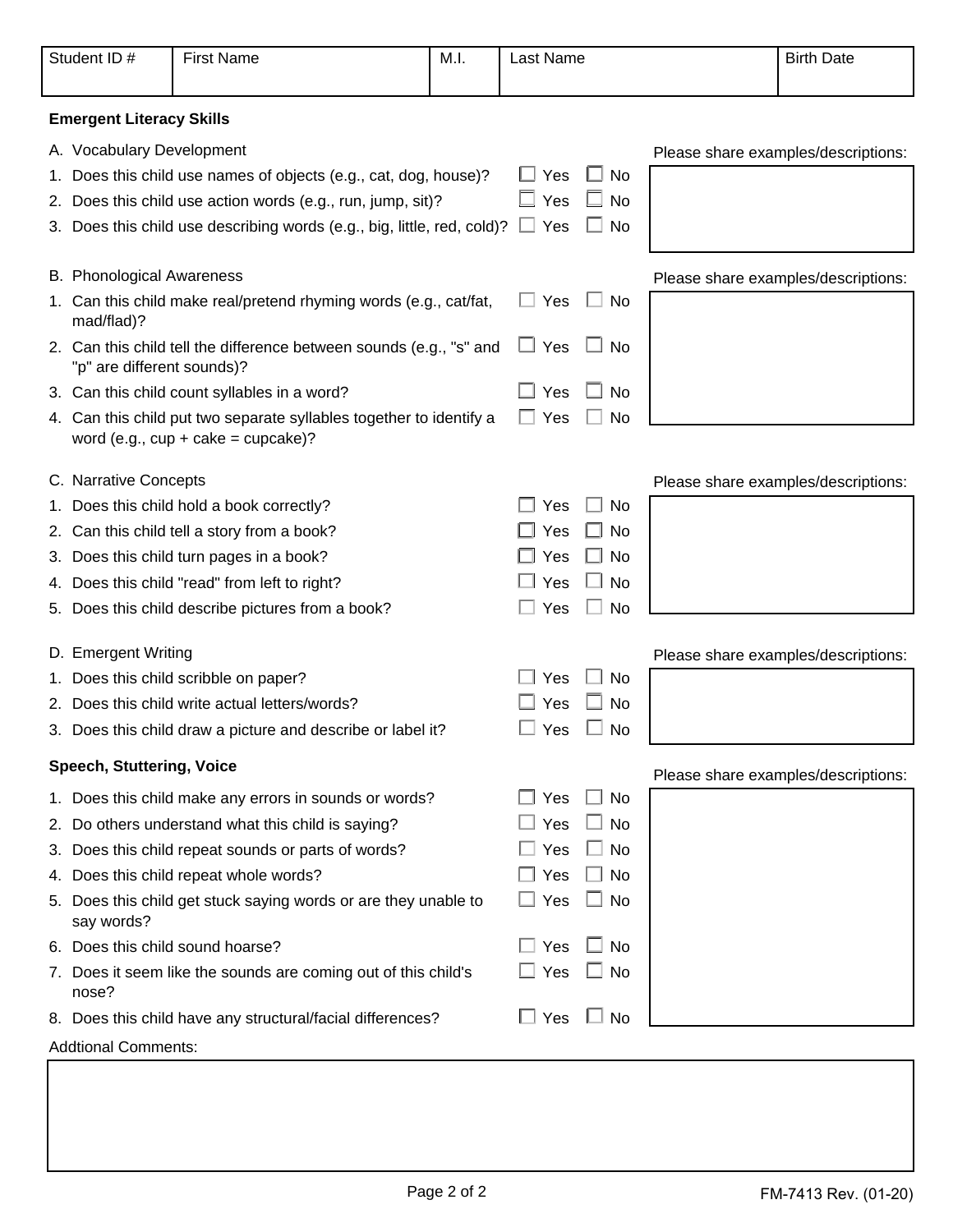| Student ID # | First Name | M.I. | Last Name | Birth Date |
|---|---|---|---|---|
| | | | | |

**Emergent Literacy Skills**

A. Vocabulary Development

Please share examples/descriptions:

1. Does this child use names of objects (e.g., cat, dog, house)? ☐ Yes ☐ No
2. Does this child use action words (e.g., run, jump, sit)? ☐ Yes ☐ No
3. Does this child use describing words (e.g., big, little, red, cold)? ☐ Yes ☐ No

B. Phonological Awareness

Please share examples/descriptions:

1. Can this child make real/pretend rhyming words (e.g., cat/fat, mad/flad)? ☐ Yes ☐ No
2. Can this child tell the difference between sounds (e.g., "s" and "p" are different sounds)? ☐ Yes ☐ No
3. Can this child count syllables in a word? ☐ Yes ☐ No
4. Can this child put two separate syllables together to identify a word (e.g., cup + cake = cupcake)? ☐ Yes ☐ No

C. Narrative Concepts

Please share examples/descriptions:

1. Does this child hold a book correctly? ☐ Yes ☐ No
2. Can this child tell a story from a book? ☐ Yes ☐ No
3. Does this child turn pages in a book? ☐ Yes ☐ No
4. Does this child "read" from left to right? ☐ Yes ☐ No
5. Does this child describe pictures from a book? ☐ Yes ☐ No

D. Emergent Writing

Please share examples/descriptions:

1. Does this child scribble on paper? ☐ Yes ☐ No
2. Does this child write actual letters/words? ☐ Yes ☐ No
3. Does this child draw a picture and describe or label it? ☐ Yes ☐ No

**Speech, Stuttering, Voice**

Please share examples/descriptions:

1. Does this child make any errors in sounds or words? ☐ Yes ☐ No
2. Do others understand what this child is saying? ☐ Yes ☐ No
3. Does this child repeat sounds or parts of words? ☐ Yes ☐ No
4. Does this child repeat whole words? ☐ Yes ☐ No
5. Does this child get stuck saying words or are they unable to say words? ☐ Yes ☐ No
6. Does this child sound hoarse? ☐ Yes ☐ No
7. Does it seem like the sounds are coming out of this child's nose? ☐ Yes ☐ No
8. Does this child have any structural/facial differences? ☐ Yes ☐ No

Addtional Comments:

FM-7413 Rev. (01-20)